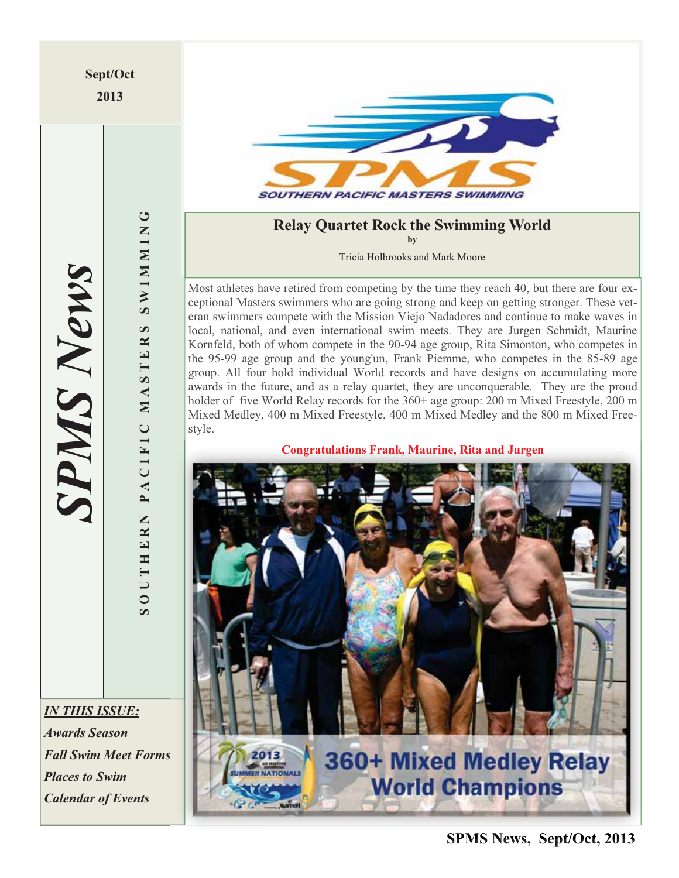Sept/Oct
2013

# SPMS News

SOUTHERN PACIFIC MASTERS SWIMMING

*IN THIS ISSUE:*

*Awards Season*

*Fall Swim Meet Forms*

*Places to Swim*

*Calendar of Events*

SOUTHERN PACIFIC MASTERS SWIMMING

## Relay Quartet Rock the Swimming World

by

Tricia Holbrooks and Mark Moore

Most athletes have retired from competing by the time they reach 40, but there are four exceptional Masters swimmers who are going strong and keep on getting stronger. These veteran swimmers compete with the Mission Viejo Nadadores and continue to make waves in local, national, and even international swim meets. They are Jurgen Schmidt, Maurine Kornfeld, both of whom compete in the 90-94 age group, Rita Simonton, who competes in the 95-99 age group and the young'un, Frank Piemme, who competes in the 85-89 age group. All four hold individual World records and have designs on accumulating more awards in the future, and as a relay quartet, they are unconquerable. They are the proud holder of five World Relay records for the 360+ age group: 200 m Mixed Freestyle, 200 m Mixed Medley, 400 m Mixed Freestyle, 400 m Mixed Medley and the 800 m Mixed Freestyle.

**Congratulations Frank, Maurine, Rita and Jurgen**

2013 Summer Nationals

360+ Mixed Medley Relay World Champions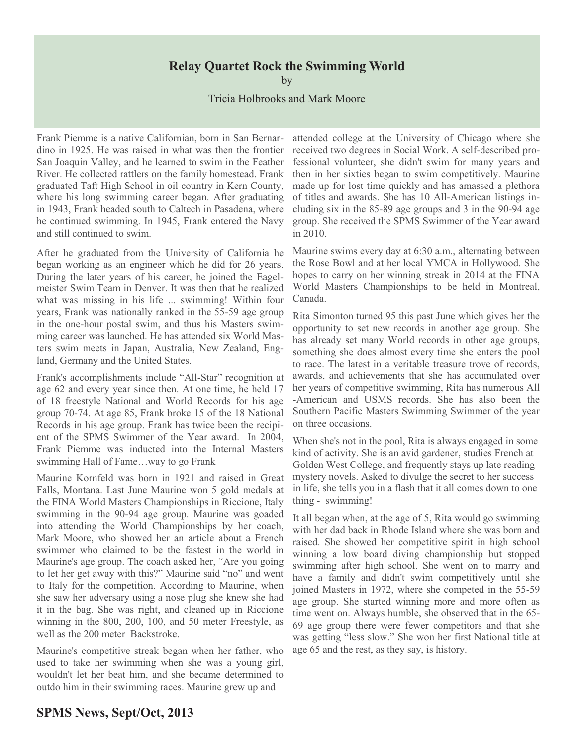## Relay Quartet Rock the Swimming World

by

Tricia Holbrooks and Mark Moore

Frank Piemme is a native Californian, born in San Bernardino in 1925. He was raised in what was then the frontier San Joaquin Valley, and he learned to swim in the Feather River. He collected rattlers on the family homestead. Frank graduated Taft High School in oil country in Kern County, where his long swimming career began. After graduating in 1943, Frank headed south to Caltech in Pasadena, where he continued swimming. In 1945, Frank entered the Navy and still continued to swim.

After he graduated from the University of California he began working as an engineer which he did for 26 years. During the later years of his career, he joined the Eagelmeister Swim Team in Denver. It was then that he realized what was missing in his life ... swimming! Within four years, Frank was nationally ranked in the 55-59 age group in the one-hour postal swim, and thus his Masters swimming career was launched. He has attended six World Masters swim meets in Japan, Australia, New Zealand, England, Germany and the United States.

Frank's accomplishments include "All-Star" recognition at age 62 and every year since then. At one time, he held 17 of 18 freestyle National and World Records for his age group 70-74. At age 85, Frank broke 15 of the 18 National Records in his age group. Frank has twice been the recipient of the SPMS Swimmer of the Year award. In 2004, Frank Piemme was inducted into the Internal Masters swimming Hall of Fame…way to go Frank

Maurine Kornfeld was born in 1921 and raised in Great Falls, Montana. Last June Maurine won 5 gold medals at the FINA World Masters Championships in Riccione, Italy swimming in the 90-94 age group. Maurine was goaded into attending the World Championships by her coach, Mark Moore, who showed her an article about a French swimmer who claimed to be the fastest in the world in Maurine's age group. The coach asked her, "Are you going to let her get away with this?" Maurine said "no" and went to Italy for the competition. According to Maurine, when she saw her adversary using a nose plug she knew she had it in the bag. She was right, and cleaned up in Riccione winning in the 800, 200, 100, and 50 meter Freestyle, as well as the 200 meter Backstroke.

Maurine's competitive streak began when her father, who used to take her swimming when she was a young girl, wouldn't let her beat him, and she became determined to outdo him in their swimming races. Maurine grew up and attended college at the University of Chicago where she received two degrees in Social Work. A self-described professional volunteer, she didn't swim for many years and then in her sixties began to swim competitively. Maurine made up for lost time quickly and has amassed a plethora of titles and awards. She has 10 All-American listings including six in the 85-89 age groups and 3 in the 90-94 age group. She received the SPMS Swimmer of the Year award in 2010.

Maurine swims every day at 6:30 a.m., alternating between the Rose Bowl and at her local YMCA in Hollywood. She hopes to carry on her winning streak in 2014 at the FINA World Masters Championships to be held in Montreal, Canada.

Rita Simonton turned 95 this past June which gives her the opportunity to set new records in another age group. She has already set many World records in other age groups, something she does almost every time she enters the pool to race. The latest in a veritable treasure trove of records, awards, and achievements that she has accumulated over her years of competitive swimming, Rita has numerous All-American and USMS records. She has also been the Southern Pacific Masters Swimming Swimmer of the year on three occasions.

When she's not in the pool, Rita is always engaged in some kind of activity. She is an avid gardener, studies French at Golden West College, and frequently stays up late reading mystery novels. Asked to divulge the secret to her success in life, she tells you in a flash that it all comes down to one thing - swimming!

It all began when, at the age of 5, Rita would go swimming with her dad back in Rhode Island where she was born and raised. She showed her competitive spirit in high school winning a low board diving championship but stopped swimming after high school. She went on to marry and have a family and didn't swim competitively until she joined Masters in 1972, where she competed in the 55-59 age group. She started winning more and more often as time went on. Always humble, she observed that in the 65-69 age group there were fewer competitors and that she was getting "less slow." She won her first National title at age 65 and the rest, as they say, is history.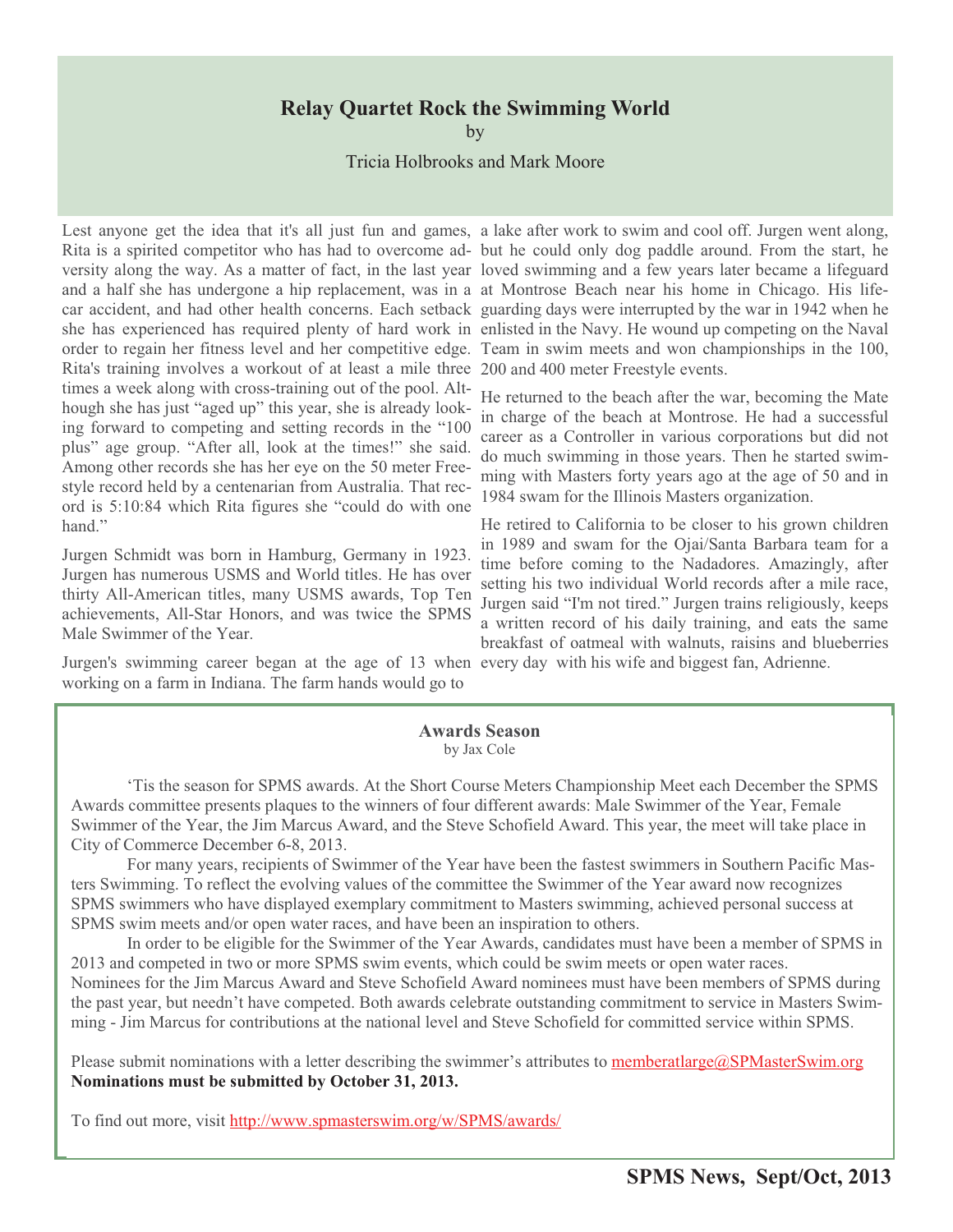## Relay Quartet Rock the Swimming World

by

Tricia Holbrooks and Mark Moore

Lest anyone get the idea that it's all just fun and games, Rita is a spirited competitor who has had to overcome adversity along the way. As a matter of fact, in the last year and a half she has undergone a hip replacement, was in a car accident, and had other health concerns. Each setback she has experienced has required plenty of hard work in order to regain her fitness level and her competitive edge. Rita's training involves a workout of at least a mile three times a week along with cross-training out of the pool. Although she has just "aged up" this year, she is already looking forward to competing and setting records in the "100 plus" age group. "After all, look at the times!" she said. Among other records she has her eye on the 50 meter Freestyle record held by a centenarian from Australia. That record is 5:10:84 which Rita figures she "could do with one hand."

Jurgen Schmidt was born in Hamburg, Germany in 1923. Jurgen has numerous USMS and World titles. He has over thirty All-American titles, many USMS awards, Top Ten achievements, All-Star Honors, and was twice the SPMS Male Swimmer of the Year.

Jurgen's swimming career began at the age of 13 when working on a farm in Indiana. The farm hands would go to a lake after work to swim and cool off. Jurgen went along, but he could only dog paddle around. From the start, he loved swimming and a few years later became a lifeguard at Montrose Beach near his home in Chicago. His lifeguarding days were interrupted by the war in 1942 when he enlisted in the Navy. He wound up competing on the Naval Team in swim meets and won championships in the 100, 200 and 400 meter Freestyle events.

He returned to the beach after the war, becoming the Mate in charge of the beach at Montrose. He had a successful career as a Controller in various corporations but did not do much swimming in those years. Then he started swimming with Masters forty years ago at the age of 50 and in 1984 swam for the Illinois Masters organization.

He retired to California to be closer to his grown children in 1989 and swam for the Ojai/Santa Barbara team for a time before coming to the Nadadores. Amazingly, after setting his two individual World records after a mile race, Jurgen said "I'm not tired." Jurgen trains religiously, keeps a written record of his daily training, and eats the same breakfast of oatmeal with walnuts, raisins and blueberries every day with his wife and biggest fan, Adrienne.

## Awards Season

by Jax Cole

'Tis the season for SPMS awards. At the Short Course Meters Championship Meet each December the SPMS Awards committee presents plaques to the winners of four different awards: Male Swimmer of the Year, Female Swimmer of the Year, the Jim Marcus Award, and the Steve Schofield Award. This year, the meet will take place in City of Commerce December 6-8, 2013.

For many years, recipients of Swimmer of the Year have been the fastest swimmers in Southern Pacific Masters Swimming. To reflect the evolving values of the committee the Swimmer of the Year award now recognizes SPMS swimmers who have displayed exemplary commitment to Masters swimming, achieved personal success at SPMS swim meets and/or open water races, and have been an inspiration to others.

In order to be eligible for the Swimmer of the Year Awards, candidates must have been a member of SPMS in 2013 and competed in two or more SPMS swim events, which could be swim meets or open water races. Nominees for the Jim Marcus Award and Steve Schofield Award nominees must have been members of SPMS during the past year, but needn't have competed. Both awards celebrate outstanding commitment to service in Masters Swimming - Jim Marcus for contributions at the national level and Steve Schofield for committed service within SPMS.

Please submit nominations with a letter describing the swimmer's attributes to memberatlarge@SPMasterSwim.org **Nominations must be submitted by October 31, 2013.**

To find out more, visit http://www.spmasterswim.org/w/SPMS/awards/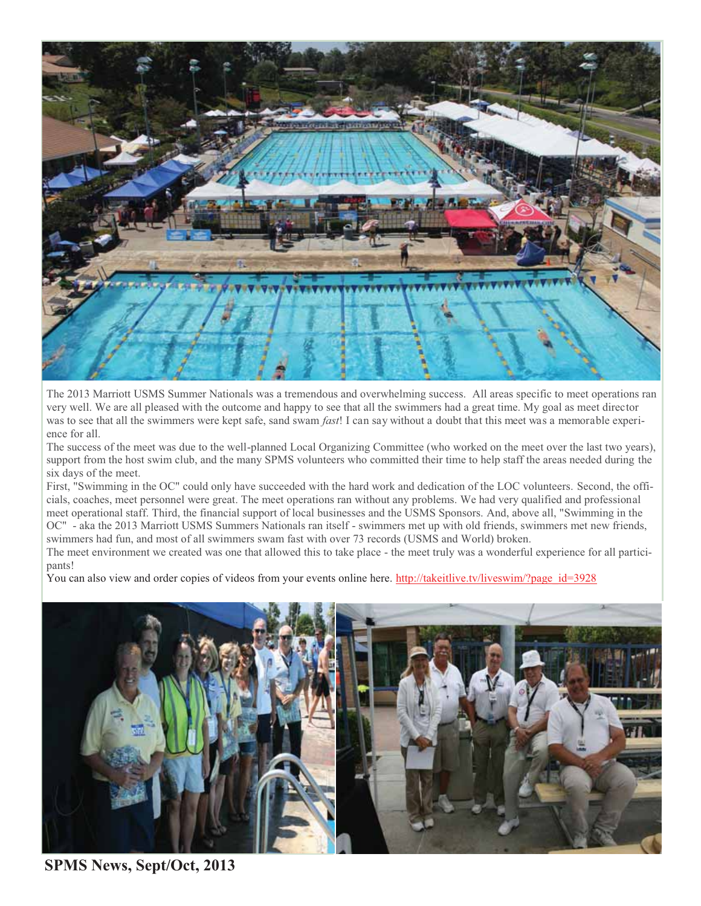The 2013 Marriott USMS Summer Nationals was a tremendous and overwhelming success. All areas specific to meet operations ran very well. We are all pleased with the outcome and happy to see that all the swimmers had a great time. My goal as meet director was to see that all the swimmers were kept safe, sand swam *fast*! I can say without a doubt that this meet was a memorable experience for all.

The success of the meet was due to the well-planned Local Organizing Committee (who worked on the meet over the last two years), support from the host swim club, and the many SPMS volunteers who committed their time to help staff the areas needed during the six days of the meet.

First, "Swimming in the OC" could only have succeeded with the hard work and dedication of the LOC volunteers. Second, the officials, coaches, meet personnel were great. The meet operations ran without any problems. We had very qualified and professional meet operational staff. Third, the financial support of local businesses and the USMS Sponsors. And, above all, "Swimming in the OC" - aka the 2013 Marriott USMS Summers Nationals ran itself - swimmers met up with old friends, swimmers met new friends, swimmers had fun, and most of all swimmers swam fast with over 73 records (USMS and World) broken.

The meet environment we created was one that allowed this to take place - the meet truly was a wonderful experience for all participants!

You can also view and order copies of videos from your events online here. http://takeitlive.tv/liveswim/?page_id=3928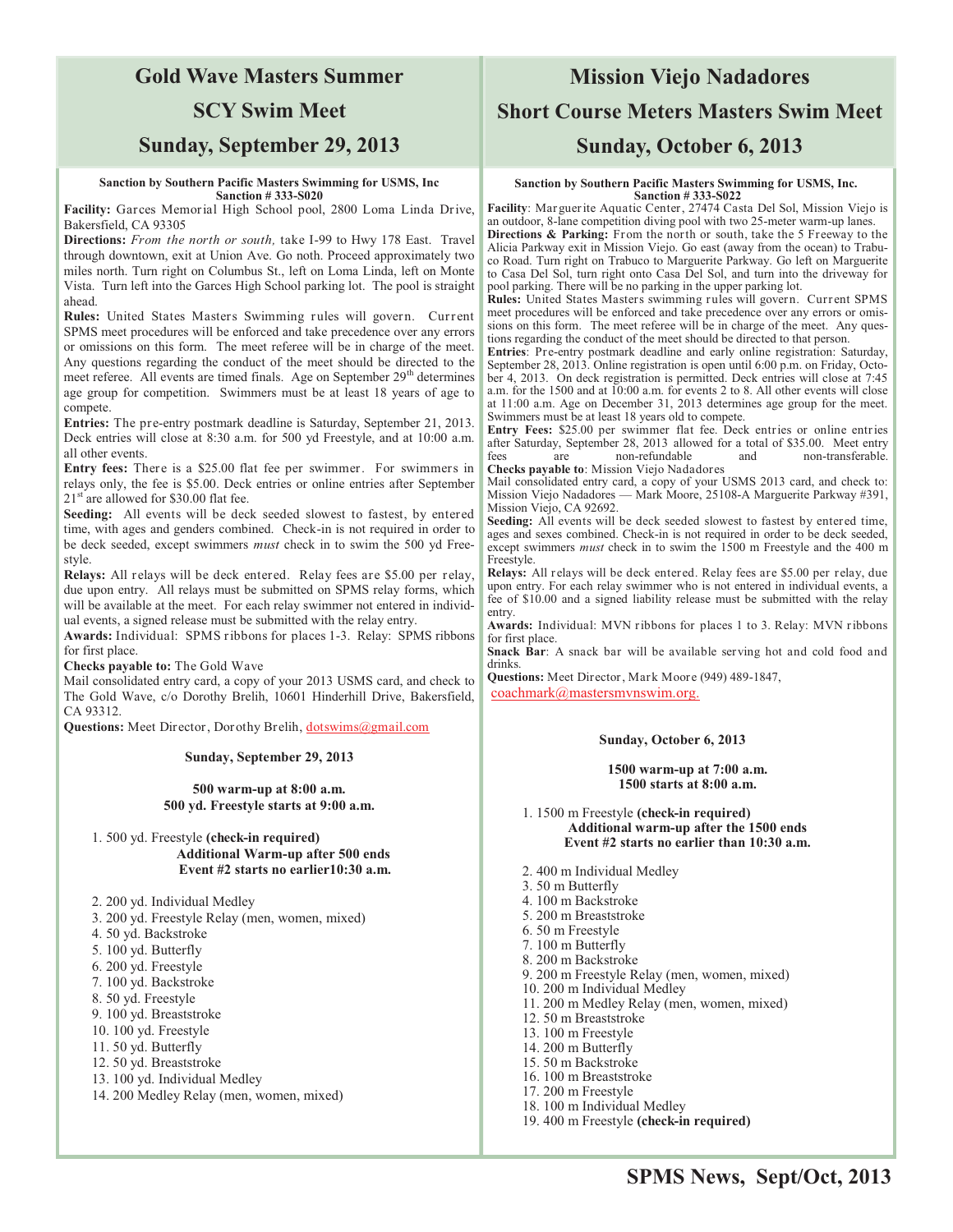# Gold Wave Masters Summer SCY Swim Meet

## Sunday, September 29, 2013

**Sanction by Southern Pacific Masters Swimming for USMS, Inc**
**Sanction # 333-S020**

**Facility:** Garces Memorial High School pool, 2800 Loma Linda Drive, Bakersfield, CA 93305

**Directions:** *From the north or south,* take I-99 to Hwy 178 East. Travel through downtown, exit at Union Ave. Go noth. Proceed approximately two miles north. Turn right on Columbus St., left on Loma Linda, left on Monte Vista. Turn left into the Garces High School parking lot. The pool is straight ahead.

**Rules:** United States Masters Swimming rules will govern. Current SPMS meet procedures will be enforced and take precedence over any errors or omissions on this form. The meet referee will be in charge of the meet. Any questions regarding the conduct of the meet should be directed to the meet referee. All events are timed finals. Age on September 29th determines age group for competition. Swimmers must be at least 18 years of age to compete.

**Entries:** The pre-entry postmark deadline is Saturday, September 21, 2013. Deck entries will close at 8:30 a.m. for 500 yd Freestyle, and at 10:00 a.m. all other events.

**Entry fees:** There is a $25.00 flat fee per swimmer. For swimmers in relays only, the fee is $5.00. Deck entries or online entries after September 21st are allowed for $30.00 flat fee.

**Seeding:** All events will be deck seeded slowest to fastest, by entered time, with ages and genders combined. Check-in is not required in order to be deck seeded, except swimmers *must* check in to swim the 500 yd Freestyle.

**Relays:** All relays will be deck entered. Relay fees are $5.00 per relay, due upon entry. All relays must be submitted on SPMS relay forms, which will be available at the meet. For each relay swimmer not entered in individual events, a signed release must be submitted with the relay entry.

**Awards:** Individual: SPMS ribbons for places 1-3. Relay: SPMS ribbons for first place.

**Checks payable to:** The Gold Wave

Mail consolidated entry card, a copy of your 2013 USMS card, and check to The Gold Wave, c/o Dorothy Brelih, 10601 Hinderhill Drive, Bakersfield, CA 93312.

**Questions:** Meet Director, Dorothy Brelih, dotswims@gmail.com

**Sunday, September 29, 2013**

**500 warm-up at 8:00 a.m.**
**500 yd. Freestyle starts at 9:00 a.m.**

1. 500 yd. Freestyle **(check-in required)**
   **Additional Warm-up after 500 ends**
   **Event #2 starts no earlier10:30 a.m.**
2. 200 yd. Individual Medley
3. 200 yd. Freestyle Relay (men, women, mixed)
4. 50 yd. Backstroke
5. 100 yd. Butterfly
6. 200 yd. Freestyle
7. 100 yd. Backstroke
8. 50 yd. Freestyle
9. 100 yd. Breaststroke
10. 100 yd. Freestyle
11. 50 yd. Butterfly
12. 50 yd. Breaststroke
13. 100 yd. Individual Medley
14. 200 Medley Relay (men, women, mixed)

# Mission Viejo Nadadores Short Course Meters Masters Swim Meet

## Sunday, October 6, 2013

**Sanction by Southern Pacific Masters Swimming for USMS, Inc.**
**Sanction # 333-S022**

**Facility**: Marguerite Aquatic Center, 27474 Casta Del Sol, Mission Viejo is an outdoor, 8-lane competition diving pool with two 25-meter warm-up lanes.

**Directions & Parking:** From the north or south, take the 5 Freeway to the Alicia Parkway exit in Mission Viejo. Go east (away from the ocean) to Trabuco Road. Turn right on Trabuco to Marguerite Parkway. Go left on Marguerite to Casa Del Sol, turn right onto Casa Del Sol, and turn into the driveway for pool parking. There will be no parking in the upper parking lot.

**Rules:** United States Masters swimming rules will govern. Current SPMS meet procedures will be enforced and take precedence over any errors or omissions on this form. The meet referee will be in charge of the meet. Any questions regarding the conduct of the meet should be directed to that person.

**Entries**: Pre-entry postmark deadline and early online registration: Saturday, September 28, 2013. Online registration is open until 6:00 p.m. on Friday, October 4, 2013. On deck registration is permitted. Deck entries will close at 7:45 a.m. for the 1500 and at 10:00 a.m. for events 2 to 8. All other events will close at 11:00 a.m. Age on December 31, 2013 determines age group for the meet. Swimmers must be at least 18 years old to compete.

**Entry Fees:** $25.00 per swimmer flat fee. Deck entries or online entries after Saturday, September 28, 2013 allowed for a total of $35.00. Meet entry fees are non-refundable and non-transferable.

**Checks payable to**: Mission Viejo Nadadores

Mail consolidated entry card, a copy of your USMS 2013 card, and check to: Mission Viejo Nadadores — Mark Moore, 25108-A Marguerite Parkway #391, Mission Viejo, CA 92692.

**Seeding:** All events will be deck seeded slowest to fastest by entered time, ages and sexes combined. Check-in is not required in order to be deck seeded, except swimmers *must* check in to swim the 1500 m Freestyle and the 400 m Freestyle.

**Relays:** All relays will be deck entered. Relay fees are $5.00 per relay, due upon entry. For each relay swimmer who is not entered in individual events, a fee of $10.00 and a signed liability release must be submitted with the relay entry.

**Awards:** Individual: MVN ribbons for places 1 to 3. Relay: MVN ribbons for first place.

**Snack Bar**: A snack bar will be available serving hot and cold food and drinks.

**Questions:** Meet Director, Mark Moore (949) 489-1847, coachmark@mastersmvnswim.org.

**Sunday, October 6, 2013**

**1500 warm-up at 7:00 a.m.**
**1500 starts at 8:00 a.m.**

1. 1500 m Freestyle **(check-in required)**
   **Additional warm-up after the 1500 ends**
   **Event #2 starts no earlier than 10:30 a.m.**
2. 400 m Individual Medley
3. 50 m Butterfly
4. 100 m Backstroke
5. 200 m Breaststroke
6. 50 m Freestyle
7. 100 m Butterfly
8. 200 m Backstroke
9. 200 m Freestyle Relay (men, women, mixed)
10. 200 m Individual Medley
11. 200 m Medley Relay (men, women, mixed)
12. 50 m Breaststroke
13. 100 m Freestyle
14. 200 m Butterfly
15. 50 m Backstroke
16. 100 m Breaststroke
17. 200 m Freestyle
18. 100 m Individual Medley
19. 400 m Freestyle **(check-in required)**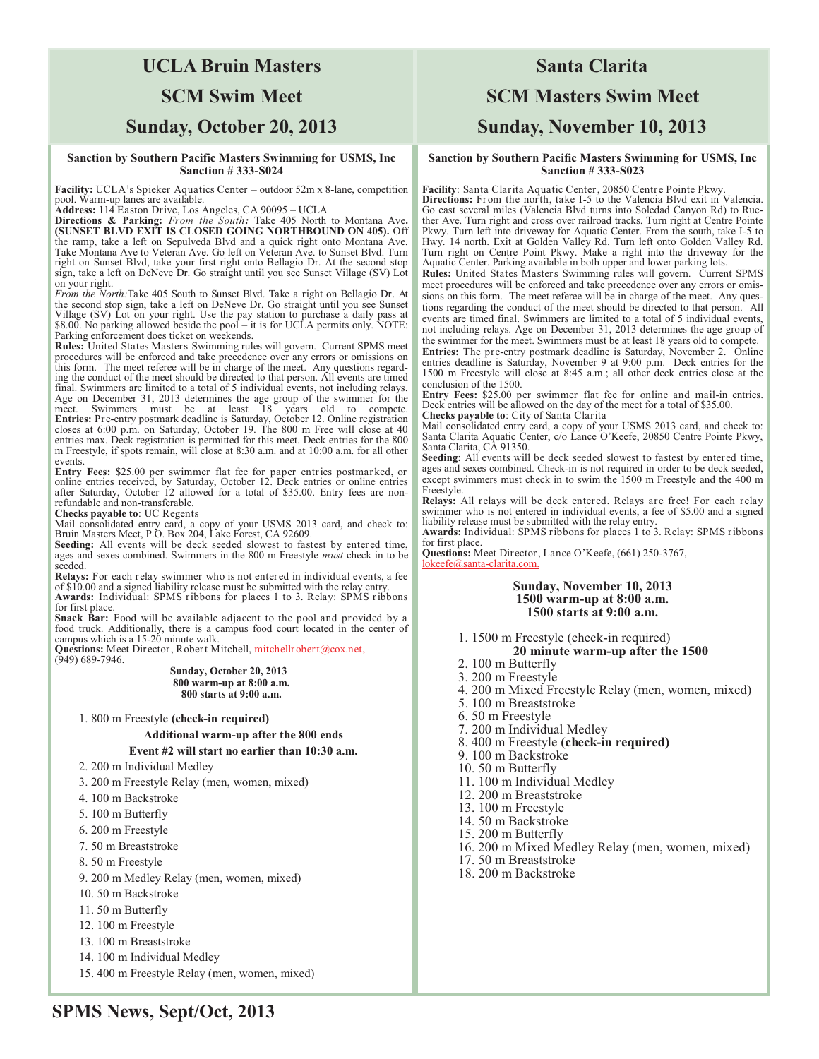# UCLA Bruin Masters

## SCM Swim Meet

## Sunday, October 20, 2013

**Sanction by Southern Pacific Masters Swimming for USMS, Inc**
**Sanction # 333-S024**

**Facility:** UCLA's Spieker Aquatics Center – outdoor 52m x 8-lane, competition pool. Warm-up lanes are available.
**Address:** 114 Easton Drive, Los Angeles, CA 90095 – UCLA
**Directions & Parking:** *From the South:* Take 405 North to Montana Ave**. (SUNSET BLVD EXIT IS CLOSED GOING NORTHBOUND ON 405).** Off the ramp, take a left on Sepulveda Blvd and a quick right onto Montana Ave. Take Montana Ave to Veteran Ave. Go left on Veteran Ave. to Sunset Blvd. Turn right on Sunset Blvd, take your first right onto Bellagio Dr. At the second stop sign, take a left on DeNeve Dr. Go straight until you see Sunset Village (SV) Lot on your right.
*From the North:* Take 405 South to Sunset Blvd. Take a right on Bellagio Dr. At the second stop sign, take a left on DeNeve Dr. Go straight until you see Sunset Village (SV) Lot on your right. Use the pay station to purchase a daily pass at $8.00. No parking allowed beside the pool – it is for UCLA permits only. NOTE: Parking enforcement does ticket on weekends.
**Rules:** United States Masters Swimming rules will govern. Current SPMS meet procedures will be enforced and take precedence over any errors or omissions on this form. The meet referee will be in charge of the meet. Any questions regarding the conduct of the meet should be directed to that person. All events are timed final. Swimmers are limited to a total of 5 individual events, not including relays. Age on December 31, 2013 determines the age group of the swimmer for the meet. Swimmers must be at least 18 years old to compete.
**Entries:** Pre-entry postmark deadline is Saturday, October 12. Online registration closes at 6:00 p.m. on Saturday, October 19. The 800 m Free will close at 40 entries max. Deck registration is permitted for this meet. Deck entries for the 800 m Freestyle, if spots remain, will close at 8:30 a.m. and at 10:00 a.m. for all other events.
**Entry Fees:** $25.00 per swimmer flat fee for paper entries postmarked, or online entries received, by Saturday, October 12. Deck entries or online entries after Saturday, October 12 allowed for a total of $35.00. Entry fees are non-refundable and non-transferable.
**Checks payable to**: UC Regents
Mail consolidated entry card, a copy of your USMS 2013 card, and check to: Bruin Masters Meet, P.O. Box 204, Lake Forest, CA 92609.
**Seeding:** All events will be deck seeded slowest to fastest by entered time, ages and sexes combined. Swimmers in the 800 m Freestyle *must* check in to be seeded.
**Relays:** For each relay swimmer who is not entered in individual events, a fee of $10.00 and a signed liability release must be submitted with the relay entry.
**Awards:** Individual: SPMS ribbons for places 1 to 3. Relay: SPMS ribbons for first place.
**Snack Bar:** Food will be available adjacent to the pool and provided by a food truck. Additionally, there is a campus food court located in the center of campus which is a 15-20 minute walk.
**Questions:** Meet Director, Robert Mitchell, mitchellrobert@cox.net, (949) 689-7946.

**Sunday, October 20, 2013**
**800 warm-up at 8:00 a.m.**
**800 starts at 9:00 a.m.**

1. 800 m Freestyle **(check-in required)**

**Additional warm-up after the 800 ends**
**Event #2 will start no earlier than 10:30 a.m.**

2. 200 m Individual Medley
3. 200 m Freestyle Relay (men, women, mixed)
4. 100 m Backstroke
5. 100 m Butterfly
6. 200 m Freestyle
7. 50 m Breaststroke
8. 50 m Freestyle
9. 200 m Medley Relay (men, women, mixed)
10. 50 m Backstroke
11. 50 m Butterfly
12. 100 m Freestyle
13. 100 m Breaststroke
14. 100 m Individual Medley
15. 400 m Freestyle Relay (men, women, mixed)

# Santa Clarita

## SCM Masters Swim Meet

## Sunday, November 10, 2013

**Sanction by Southern Pacific Masters Swimming for USMS, Inc**
**Sanction # 333-S023**

**Facility**: Santa Clarita Aquatic Center, 20850 Centre Pointe Pkwy.
**Directions:** From the north, take I-5 to the Valencia Blvd exit in Valencia. Go east several miles (Valencia Blvd turns into Soledad Canyon Rd) to Ruether Ave. Turn right and cross over railroad tracks. Turn right at Centre Pointe Pkwy. Turn left into driveway for Aquatic Center. From the south, take I-5 to Hwy. 14 north. Exit at Golden Valley Rd. Turn left onto Golden Valley Rd. Turn right on Centre Point Pkwy. Make a right into the driveway for the Aquatic Center. Parking available in both upper and lower parking lots.
**Rules:** United States Masters Swimming rules will govern. Current SPMS meet procedures will be enforced and take precedence over any errors or omissions on this form. The meet referee will be in charge of the meet. Any questions regarding the conduct of the meet should be directed to that person. All events are timed final. Swimmers are limited to a total of 5 individual events, not including relays. Age on December 31, 2013 determines the age group of the swimmer for the meet. Swimmers must be at least 18 years old to compete.
**Entries:** The pre-entry postmark deadline is Saturday, November 2. Online entries deadline is Saturday, November 9 at 9:00 p.m. Deck entries for the 1500 m Freestyle will close at 8:45 a.m.; all other deck entries close at the conclusion of the 1500.
**Entry Fees:** $25.00 per swimmer flat fee for online and mail-in entries. Deck entries will be allowed on the day of the meet for a total of $35.00.
**Checks payable to**: City of Santa Clarita
Mail consolidated entry card, a copy of your USMS 2013 card, and check to: Santa Clarita Aquatic Center, c/o Lance O'Keefe, 20850 Centre Pointe Pkwy, Santa Clarita, CA 91350.
**Seeding:** All events will be deck seeded slowest to fastest by entered time, ages and sexes combined. Check-in is not required in order to be deck seeded, except swimmers must check in to swim the 1500 m Freestyle and the 400 m Freestyle.
**Relays:** All relays will be deck entered. Relays are free! For each relay swimmer who is not entered in individual events, a fee of $5.00 and a signed liability release must be submitted with the relay entry.
**Awards:** Individual: SPMS ribbons for places 1 to 3. Relay: SPMS ribbons for first place.
**Questions:** Meet Director, Lance O'Keefe, (661) 250-3767, lokeefe@santa-clarita.com.

**Sunday, November 10, 2013**
**1500 warm-up at 8:00 a.m.**
**1500 starts at 9:00 a.m.**

1. 1500 m Freestyle (check-in required)

**20 minute warm-up after the 1500**

2. 100 m Butterfly
3. 200 m Freestyle
4. 200 m Mixed Freestyle Relay (men, women, mixed)
5. 100 m Breaststroke
6. 50 m Freestyle
7. 200 m Individual Medley
8. 400 m Freestyle **(check-in required)**
9. 100 m Backstroke
10. 50 m Butterfly
11. 100 m Individual Medley
12. 200 m Breaststroke
13. 100 m Freestyle
14. 50 m Backstroke
15. 200 m Butterfly
16. 200 m Mixed Medley Relay (men, women, mixed)
17. 50 m Breaststroke
18. 200 m Backstroke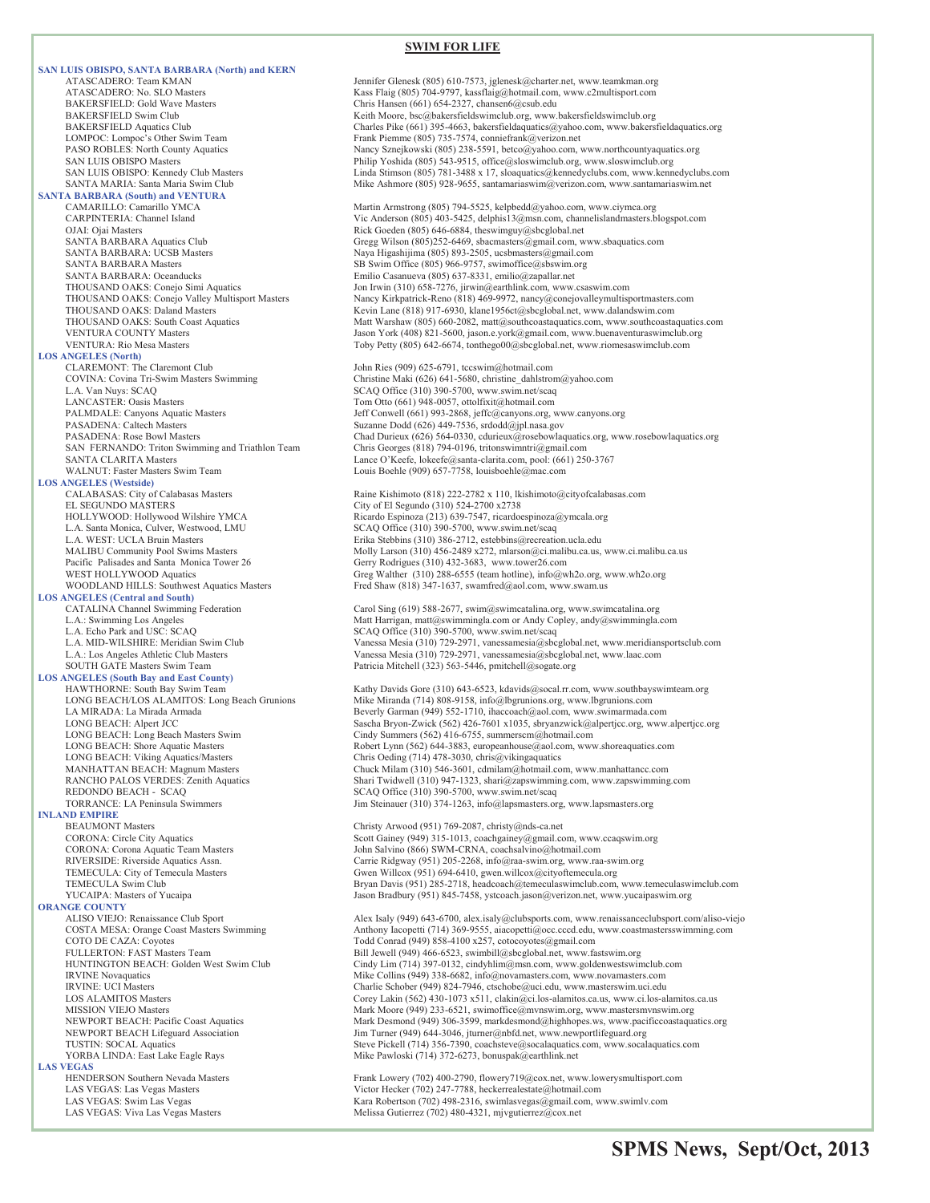## SWIM FOR LIFE

**SAN LUIS OBISPO, SANTA BARBARA (North) and KERN**

| | |
|---|---|
| ATASCADERO: Team KMAN | Jennifer Glenesk (805) 610-7573, jglenesk@charter.net, www.teamkman.org |
| ATASCADERO: No. SLO Masters | Kass Flaig (805) 704-9797, kassflaig@hotmail.com, www.c2multisport.com |
| BAKERSFIELD: Gold Wave Masters | Chris Hansen (661) 654-2327, chansen6@csub.edu |
| BAKERSFIELD Swim Club | Keith Moore, bsc@bakersfieldswimclub.org, www.bakersfieldswimclub.org |
| BAKERSFIELD Aquatics Club | Charles Pike (661) 395-4663, bakersfieldaquatics@yahoo.com, www.bakersfieldaquatics.org |
| LOMPOC: Lompoc's Other Swim Team | Frank Piemme (805) 735-7574, conniefrank@verizon.net |
| PASO ROBLES: North County Aquatics | Nancy Sznejkowski (805) 238-5591, betco@yahoo.com, www.northcountyaquatics.org |
| SAN LUIS OBISPO Masters | Philip Yoshida (805) 543-9515, office@sloswimclub.org, www.sloswimclub.org |
| SAN LUIS OBISPO: Kennedy Club Masters | Linda Stimson (805) 781-3488 x 17, sloaquatics@kennedyclubs.com, www.kennedyclubs.com |
| SANTA MARIA: Santa Maria Swim Club | Mike Ashmore (805) 928-9655, santamariaswim@verizon.com, www.santamariaswim.net |

**SANTA BARBARA (South) and VENTURA**

| | |
|---|---|
| CAMARILLO: Camarillo YMCA | Martin Armstrong (805) 794-5525, kelpbedd@yahoo.com, www.ciymca.org |
| CARPINTERIA: Channel Island | Vic Anderson (805) 403-5425, delphis13@msn.com, channelislandmasters.blogspot.com |
| OJAI: Ojai Masters | Rick Goeden (805) 646-6884, theswimguy@sbcglobal.net |
| SANTA BARBARA Aquatics Club | Gregg Wilson (805)252-6469, sbacmasters@gmail.com, www.sbaquatics.com |
| SANTA BARBARA: UCSB Masters | Naya Higashijima (805) 893-2505, ucsbmasters@gmail.com |
| SANTA BARBARA Masters | SB Swim Office (805) 966-9757, swimoffice@sbswim.org |
| SANTA BARBARA: Oceanducks | Emilio Casanueva (805) 637-8331, emilio@zapallar.net |
| THOUSAND OAKS: Conejo Simi Aquatics | Jon Irwin (310) 658-7276, jirwin@earthlink.com, www.csaswim.com |
| THOUSAND OAKS: Conejo Valley Multisport Masters | Nancy Kirkpatrick-Reno (818) 469-9972, nancy@conejovalleymultisportmasters.com |
| THOUSAND OAKS: Daland Masters | Kevin Lane (818) 917-6930, klane1956ct@sbcglobal.net, www.dalandswim.com |
| THOUSAND OAKS: South Coast Aquatics | Matt Warshaw (805) 660-2082, matt@southcoastaquatics.com, www.southcoastaquatics.com |
| VENTURA COUNTY Masters | Jason York (408) 821-5600, jason.e.york@gmail.com, www.buenaventuraswimclub.org |
| VENTURA: Rio Mesa Masters | Toby Petty (805) 642-6674, tonthego00@sbcglobal.net, www.riomesaswimclub.com |

**LOS ANGELES (North)**

| | |
|---|---|
| CLAREMONT: The Claremont Club | John Ries (909) 625-6791, tccswim@hotmail.com |
| COVINA: Covina Tri-Swim Masters Swimming | Christine Maki (626) 641-5680, christine_dahlstrom@yahoo.com |
| L.A. Van Nuys: SCAQ | SCAQ Office (310) 390-5700, www.swim.net/scaq |
| LANCASTER: Oasis Masters | Tom Otto (661) 948-0057, ottolfixit@hotmail.com |
| PALMDALE: Canyons Aquatic Masters | Jeff Conwell (661) 993-2868, jeffc@canyons.org, www.canyons.org |
| PASADENA: Caltech Masters | Suzanne Dodd (626) 449-7536, srdodd@jpl.nasa.gov |
| PASADENA: Rose Bowl Masters | Chad Durieux (626) 564-0330, cdurieux@rosebowlaquatics.org, www.rosebowlaquatics.org |
| SAN FERNANDO: Triton Swimming and Triathlon Team | Chris Georges (818) 794-0196, tritonswimntri@gmail.com |
| SANTA CLARITA Masters | Lance O'Keefe, lokeefe@santa-clarita.com, pool: (661) 250-3767 |
| WALNUT: Faster Masters Swim Team | Louis Boehle (909) 657-7758, louisboehle@mac.com |

**LOS ANGELES (Westside)**

| | |
|---|---|
| CALABASAS: City of Calabasas Masters | Raine Kishimoto (818) 222-2782 x 110, lkishimoto@cityofcalabasas.com |
| EL SEGUNDO MASTERS | City of El Segundo (310) 524-2700 x2738 |
| HOLLYWOOD: Hollywood Wilshire YMCA | Ricardo Espinoza (213) 639-7547, ricardoespinoza@ymcala.org |
| L.A. Santa Monica, Culver, Westwood, LMU | SCAQ Office (310) 390-5700, www.swim.net/scaq |
| L.A. WEST: UCLA Bruin Masters | Erika Stebbins (310) 386-2712, estebbins@recreation.ucla.edu |
| MALIBU Community Pool Swims Masters | Molly Larson (310) 456-2489 x272, mlarson@ci.malibu.ca.us, www.ci.malibu.ca.us |
| Pacific Palisades and Santa Monica Tower 26 | Gerry Rodrigues (310) 432-3683, www.tower26.com |
| WEST HOLLYWOOD Aquatics | Greg Walther (310) 288-6555 (team hotline), info@wh2o.org, www.wh2o.org |
| WOODLAND HILLS: Southwest Aquatics Masters | Fred Shaw (818) 347-1637, swamfred@aol.com, www.swam.us |

**LOS ANGELES (Central and South)**

| | |
|---|---|
| CATALINA Channel Swimming Federation | Carol Sing (619) 588-2677, swim@swimcatalina.org, www.swimcatalina.org |
| L.A.: Swimming Los Angeles | Matt Harrigan, matt@swimmingla.com or Andy Copley, andy@swimmingla.com |
| L.A. Echo Park and USC: SCAQ | SCAQ Office (310) 390-5700, www.swim.net/scaq |
| L.A. MID-WILSHIRE: Meridian Swim Club | Vanessa Mesia (310) 729-2971, vanessamesia@sbcglobal.net, www.meridiansportsclub.com |
| L.A.: Los Angeles Athletic Club Masters | Vanessa Mesia (310) 729-2971, vanessamesia@sbcglobal.net, www.laac.com |
| SOUTH GATE Masters Swim Team | Patricia Mitchell (323) 563-5446, pmitchell@sogate.org |

**LOS ANGELES (South Bay and East County)**

| | |
|---|---|
| HAWTHORNE: South Bay Swim Team | Kathy Davids Gore (310) 643-6523, kdavids@socal.rr.com, www.southbayswimteam.org |
| LONG BEACH/LOS ALAMITOS: Long Beach Grunions | Mike Miranda (714) 808-9158, info@lbgrunions.org, www.lbgrunions.com |
| LA MIRADA: La Mirada Armada | Beverly Garman (949) 552-1710, ihaccoach@aol.com, www.swimarmada.com |
| LONG BEACH: Alpert JCC | Sascha Bryon-Zwick (562) 426-7601 x1035, sbryanzwick@alpertjcc.org, www.alpertjcc.org |
| LONG BEACH: Long Beach Masters Swim | Cindy Summers (562) 416-6755, summerscm@hotmail.com |
| LONG BEACH: Shore Aquatic Masters | Robert Lynn (562) 644-3883, europeanhouse@aol.com, www.shoreaquatics.com |
| LONG BEACH: Viking Aquatics/Masters | Chris Oeding (714) 478-3030, chris@vikingaquatics |
| MANHATTAN BEACH: Magnum Masters | Chuck Milam (310) 546-3601, cdmilam@hotmail.com, www.manhattancc.com |
| RANCHO PALOS VERDES: Zenith Aquatics | Shari Twidwell (310) 947-1323, shari@zapswimming.com, www.zapswimming.com |
| REDONDO BEACH - SCAQ | SCAQ Office (310) 390-5700, www.swim.net/scaq |
| TORRANCE: LA Peninsula Swimmers | Jim Steinauer (310) 374-1263, info@lapsmasters.org, www.lapsmasters.org |

**INLAND EMPIRE**

| | |
|---|---|
| BEAUMONT Masters | Christy Arwood (951) 769-2087, christy@nds-ca.net |
| CORONA: Circle City Aquatics | Scott Gainey (949) 315-1013, coachgainey@gmail.com, www.ccaqswim.org |
| CORONA: Corona Aquatic Team Masters | John Salvino (866) SWM-CRNA, coachsalvino@hotmail.com |
| RIVERSIDE: Riverside Aquatics Assn. | Carrie Ridgway (951) 205-2268, info@raa-swim.org, www.raa-swim.org |
| TEMECULA: City of Temecula Masters | Gwen Willcox (951) 694-6410, gwen.willcox@cityoftemecula.org |
| TEMECULA Swim Club | Bryan Davis (951) 285-2718, headcoach@temeculaswimclub.com, www.temeculaswimclub.com |
| YUCAIPA: Masters of Yucaipa | Jason Bradbury (951) 845-7458, ystcoach.jason@verizon.net, www.yucaipaswim.org |

**ORANGE COUNTY**

| | |
|---|---|
| ALISO VIEJO: Renaissance Club Sport | Alex Isaly (949) 643-6700, alex.isaly@clubsports.com, www.renaissanceclubsport.com/aliso-viejo |
| COSTA MESA: Orange Coast Masters Swimming | Anthony Iacopetti (714) 369-9555, aiacopetti@occ.cccd.edu, www.coastmastersswimming.com |
| COTO DE CAZA: Coyotes | Todd Conrad (949) 858-4100 x257, cotocoyotes@gmail.com |
| FULLERTON: FAST Masters Team | Bill Jewell (949) 466-6523, swimbill@sbcglobal.net, www.fastswim.org |
| HUNTINGTON BEACH: Golden West Swim Club | Cindy Lim (714) 397-0132, cindyhlim@msn.com, www.goldenwestswimclub.com |
| IRVINE Novaquatics | Mike Collins (949) 338-6682, info@novamasters.com, www.novamasters.com |
| IRVINE: UCI Masters | Charlie Schober (949) 824-7946, ctschobe@uci.edu, www.masterswim.uci.edu |
| LOS ALAMITOS Masters | Corey Lakin (562) 430-1073 x511, clakin@ci.los-alamitos.ca.us, www.ci.los-alamitos.ca.us |
| MISSION VIEJO Masters | Mark Moore (949) 233-6521, swimoffice@mvnswim.org, www.mastersmvnswim.org |
| NEWPORT BEACH: Pacific Coast Aquatics | Mark Desmond (949) 306-3599, markdesmond@highhopes.ws, www.pacificcoastaquatics.org |
| NEWPORT BEACH Lifeguard Association | Jim Turner (949) 644-3046, jturner@nbfd.net, www.newportlifeguard.org |
| TUSTIN: SOCAL Aquatics | Steve Pickell (714) 356-7390, coachsteve@socalaquatics.com, www.socalaquatics.com |
| YORBA LINDA: East Lake Eagle Rays | Mike Pawloski (714) 372-6273, bonuspak@earthlink.net |

**LAS VEGAS**

| | |
|---|---|
| HENDERSON Southern Nevada Masters | Frank Lowery (702) 400-2790, flowery719@cox.net, www.lowerysmultisport.com |
| LAS VEGAS: Las Vegas Masters | Victor Hecker (702) 247-7788, heckerrealestate@hotmail.com |
| LAS VEGAS: Swim Las Vegas | Kara Robertson (702) 498-2316, swimlasvegas@gmail.com, www.swimlv.com |
| LAS VEGAS: Viva Las Vegas Masters | Melissa Gutierrez (702) 480-4321, mjvgutierrez@cox.net |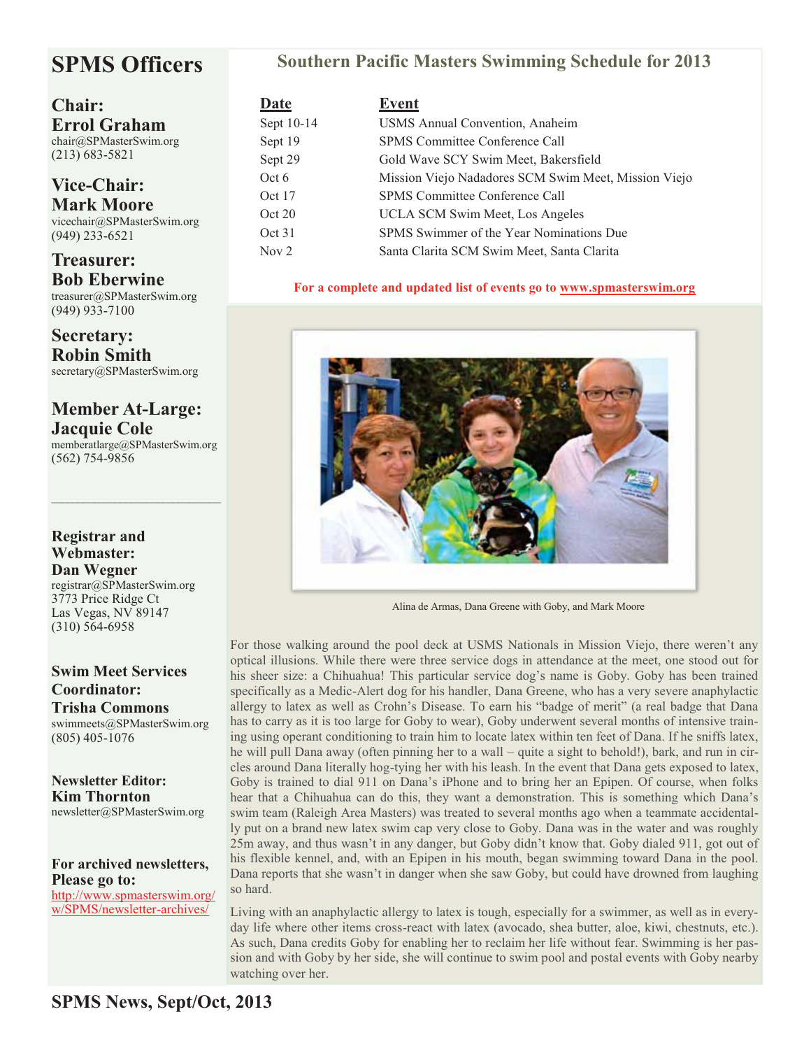# SPMS Officers

**Chair:**
**Errol Graham**
chair@SPMasterSwim.org
(213) 683-5821

**Vice-Chair:**
**Mark Moore**
vicechair@SPMasterSwim.org
(949) 233-6521

**Treasurer:**
**Bob Eberwine**
treasurer@SPMasterSwim.org
(949) 933-7100

**Secretary:**
**Robin Smith**
secretary@SPMasterSwim.org

**Member At-Large:**
**Jacquie Cole**
memberatlarge@SPMasterSwim.org
(562) 754-9856

---

**Registrar and Webmaster:**
**Dan Wegner**
registrar@SPMasterSwim.org
3773 Price Ridge Ct
Las Vegas, NV 89147
(310) 564-6958

**Swim Meet Services Coordinator:**
**Trisha Commons**
swimmeets@SPMasterSwim.org
(805) 405-1076

**Newsletter Editor:**
**Kim Thornton**
newsletter@SPMasterSwim.org

**For archived newsletters, Please go to:**
http://www.spmasterswim.org/w/SPMS/newsletter-archives/

## Southern Pacific Masters Swimming Schedule for 2013

| Date | Event |
|---|---|
| Sept 10-14 | USMS Annual Convention, Anaheim |
| Sept 19 | SPMS Committee Conference Call |
| Sept 29 | Gold Wave SCY Swim Meet, Bakersfield |
| Oct 6 | Mission Viejo Nadadores SCM Swim Meet, Mission Viejo |
| Oct 17 | SPMS Committee Conference Call |
| Oct 20 | UCLA SCM Swim Meet, Los Angeles |
| Oct 31 | SPMS Swimmer of the Year Nominations Due |
| Nov 2 | Santa Clarita SCM Swim Meet, Santa Clarita |

**For a complete and updated list of events go to www.spmasterswim.org**

Alina de Armas, Dana Greene with Goby, and Mark Moore

For those walking around the pool deck at USMS Nationals in Mission Viejo, there weren't any optical illusions. While there were three service dogs in attendance at the meet, one stood out for his sheer size: a Chihuahua! This particular service dog's name is Goby. Goby has been trained specifically as a Medic-Alert dog for his handler, Dana Greene, who has a very severe anaphylactic allergy to latex as well as Crohn's Disease. To earn his "badge of merit" (a real badge that Dana has to carry as it is too large for Goby to wear), Goby underwent several months of intensive training using operant conditioning to train him to locate latex within ten feet of Dana. If he sniffs latex, he will pull Dana away (often pinning her to a wall – quite a sight to behold!), bark, and run in circles around Dana literally hog-tying her with his leash. In the event that Dana gets exposed to latex, Goby is trained to dial 911 on Dana's iPhone and to bring her an Epipen. Of course, when folks hear that a Chihuahua can do this, they want a demonstration. This is something which Dana's swim team (Raleigh Area Masters) was treated to several months ago when a teammate accidentally put on a brand new latex swim cap very close to Goby. Dana was in the water and was roughly 25m away, and thus wasn't in any danger, but Goby didn't know that. Goby dialed 911, got out of his flexible kennel, and, with an Epipen in his mouth, began swimming toward Dana in the pool. Dana reports that she wasn't in danger when she saw Goby, but could have drowned from laughing so hard.

Living with an anaphylactic allergy to latex is tough, especially for a swimmer, as well as in everyday life where other items cross-react with latex (avocado, shea butter, aloe, kiwi, chestnuts, etc.). As such, Dana credits Goby for enabling her to reclaim her life without fear. Swimming is her passion and with Goby by her side, she will continue to swim pool and postal events with Goby nearby watching over her.

**SPMS News, Sept/Oct, 2013**